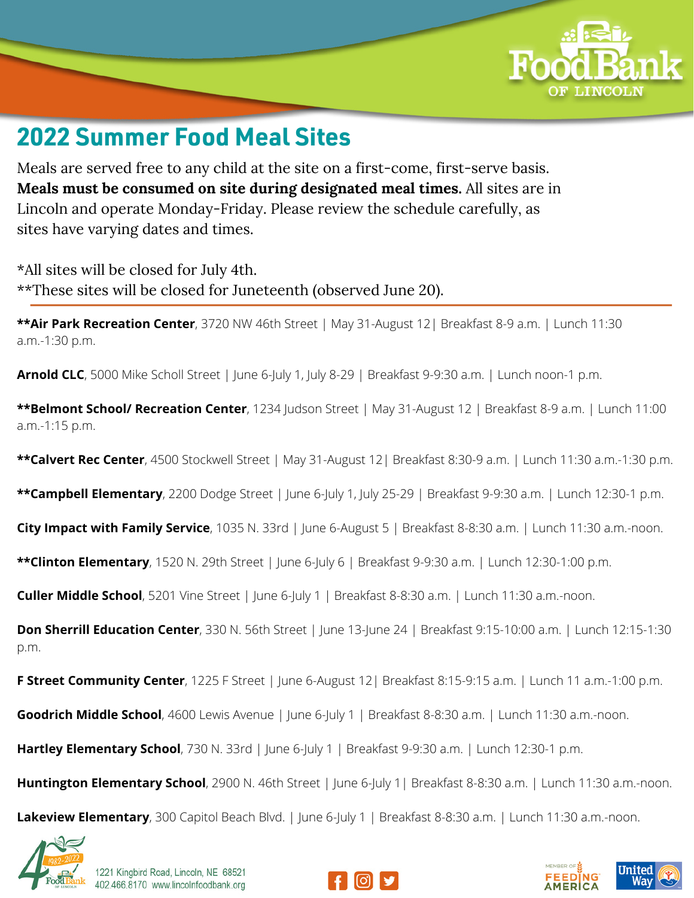# 2022 Summer Food Meal Sites

Meals are served free to any child at the site on a first-come, first-serve basis. **Meals must be consumed on site during designated meal times.** All sites are in Lincoln and operate Monday-Friday. Please review the schedule carefully, as sites have varying dates and times.

*All sites will be closed for July 4th.
**These sites will be closed for Juneteenth (observed June 20).

---

**\*\*Air Park Recreation Center**, 3720 NW 46th Street | May 31-August 12| Breakfast 8-9 a.m. | Lunch 11:30 a.m.-1:30 p.m.

**Arnold CLC**, 5000 Mike Scholl Street | June 6-July 1, July 8-29 | Breakfast 9-9:30 a.m. | Lunch noon-1 p.m.

**\*\*Belmont School/ Recreation Center**, 1234 Judson Street | May 31-August 12 | Breakfast 8-9 a.m. | Lunch 11:00 a.m.-1:15 p.m.

**\*\*Calvert Rec Center**, 4500 Stockwell Street | May 31-August 12| Breakfast 8:30-9 a.m. | Lunch 11:30 a.m.-1:30 p.m.

**\*\*Campbell Elementary**, 2200 Dodge Street | June 6-July 1, July 25-29 | Breakfast 9-9:30 a.m. | Lunch 12:30-1 p.m.

**City Impact with Family Service**, 1035 N. 33rd | June 6-August 5 | Breakfast 8-8:30 a.m. | Lunch 11:30 a.m.-noon.

**\*\*Clinton Elementary**, 1520 N. 29th Street | June 6-July 6 | Breakfast 9-9:30 a.m. | Lunch 12:30-1:00 p.m.

**Culler Middle School**, 5201 Vine Street | June 6-July 1 | Breakfast 8-8:30 a.m. | Lunch 11:30 a.m.-noon.

**Don Sherrill Education Center**, 330 N. 56th Street | June 13-June 24 | Breakfast 9:15-10:00 a.m. | Lunch 12:15-1:30 p.m.

**F Street Community Center**, 1225 F Street | June 6-August 12| Breakfast 8:15-9:15 a.m. | Lunch 11 a.m.-1:00 p.m.

**Goodrich Middle School**, 4600 Lewis Avenue | June 6-July 1 | Breakfast 8-8:30 a.m. | Lunch 11:30 a.m.-noon.

**Hartley Elementary School**, 730 N. 33rd | June 6-July 1 | Breakfast 9-9:30 a.m. | Lunch 12:30-1 p.m.

**Huntington Elementary School**, 2900 N. 46th Street | June 6-July 1| Breakfast 8-8:30 a.m. | Lunch 11:30 a.m.-noon.

**Lakeview Elementary**, 300 Capitol Beach Blvd. | June 6-July 1 | Breakfast 8-8:30 a.m. | Lunch 11:30 a.m.-noon.

1221 Kingbird Road, Lincoln, NE 68521
402.466.8170 www.lincolnfoodbank.org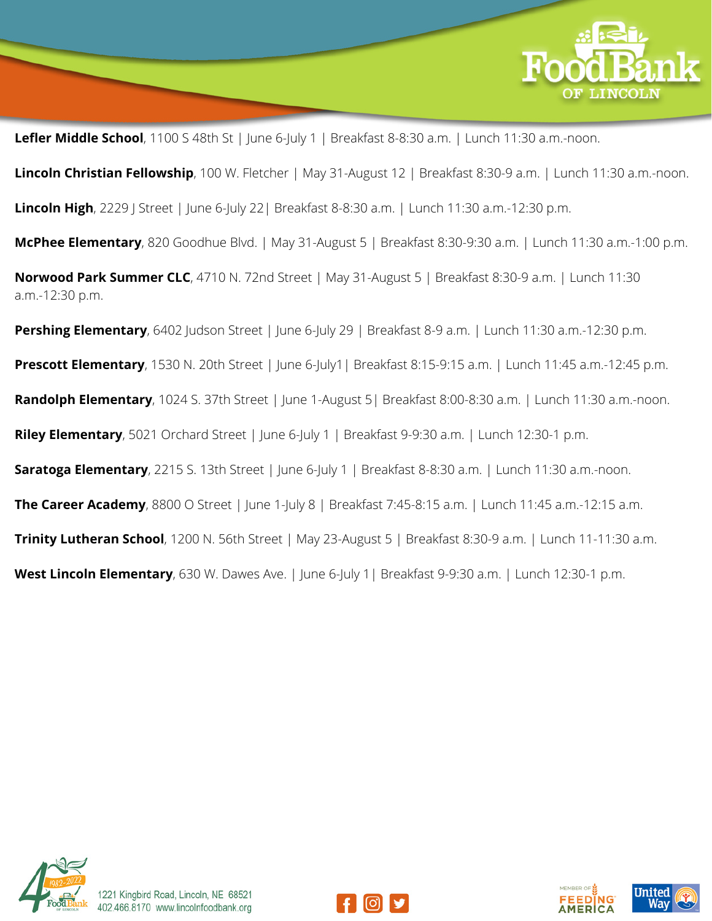**Lefler Middle School**, 1100 S 48th St | June 6-July 1 | Breakfast 8-8:30 a.m. | Lunch 11:30 a.m.-noon.

**Lincoln Christian Fellowship**, 100 W. Fletcher | May 31-August 12 | Breakfast 8:30-9 a.m. | Lunch 11:30 a.m.-noon.

**Lincoln High**, 2229 J Street | June 6-July 22| Breakfast 8-8:30 a.m. | Lunch 11:30 a.m.-12:30 p.m.

**McPhee Elementary**, 820 Goodhue Blvd. | May 31-August 5 | Breakfast 8:30-9:30 a.m. | Lunch 11:30 a.m.-1:00 p.m.

**Norwood Park Summer CLC**, 4710 N. 72nd Street | May 31-August 5 | Breakfast 8:30-9 a.m. | Lunch 11:30 a.m.-12:30 p.m.

**Pershing Elementary**, 6402 Judson Street | June 6-July 29 | Breakfast 8-9 a.m. | Lunch 11:30 a.m.-12:30 p.m.

**Prescott Elementary**, 1530 N. 20th Street | June 6-July1| Breakfast 8:15-9:15 a.m. | Lunch 11:45 a.m.-12:45 p.m.

**Randolph Elementary**, 1024 S. 37th Street | June 1-August 5| Breakfast 8:00-8:30 a.m. | Lunch 11:30 a.m.-noon.

**Riley Elementary**, 5021 Orchard Street | June 6-July 1 | Breakfast 9-9:30 a.m. | Lunch 12:30-1 p.m.

**Saratoga Elementary**, 2215 S. 13th Street | June 6-July 1 | Breakfast 8-8:30 a.m. | Lunch 11:30 a.m.-noon.

**The Career Academy**, 8800 O Street | June 1-July 8 | Breakfast 7:45-8:15 a.m. | Lunch 11:45 a.m.-12:15 a.m.

**Trinity Lutheran School**, 1200 N. 56th Street | May 23-August 5 | Breakfast 8:30-9 a.m. | Lunch 11-11:30 a.m.

**West Lincoln Elementary**, 630 W. Dawes Ave. | June 6-July 1| Breakfast 9-9:30 a.m. | Lunch 12:30-1 p.m.

1221 Kingbird Road, Lincoln, NE 68521
402.466.8170 www.lincolnfoodbank.org